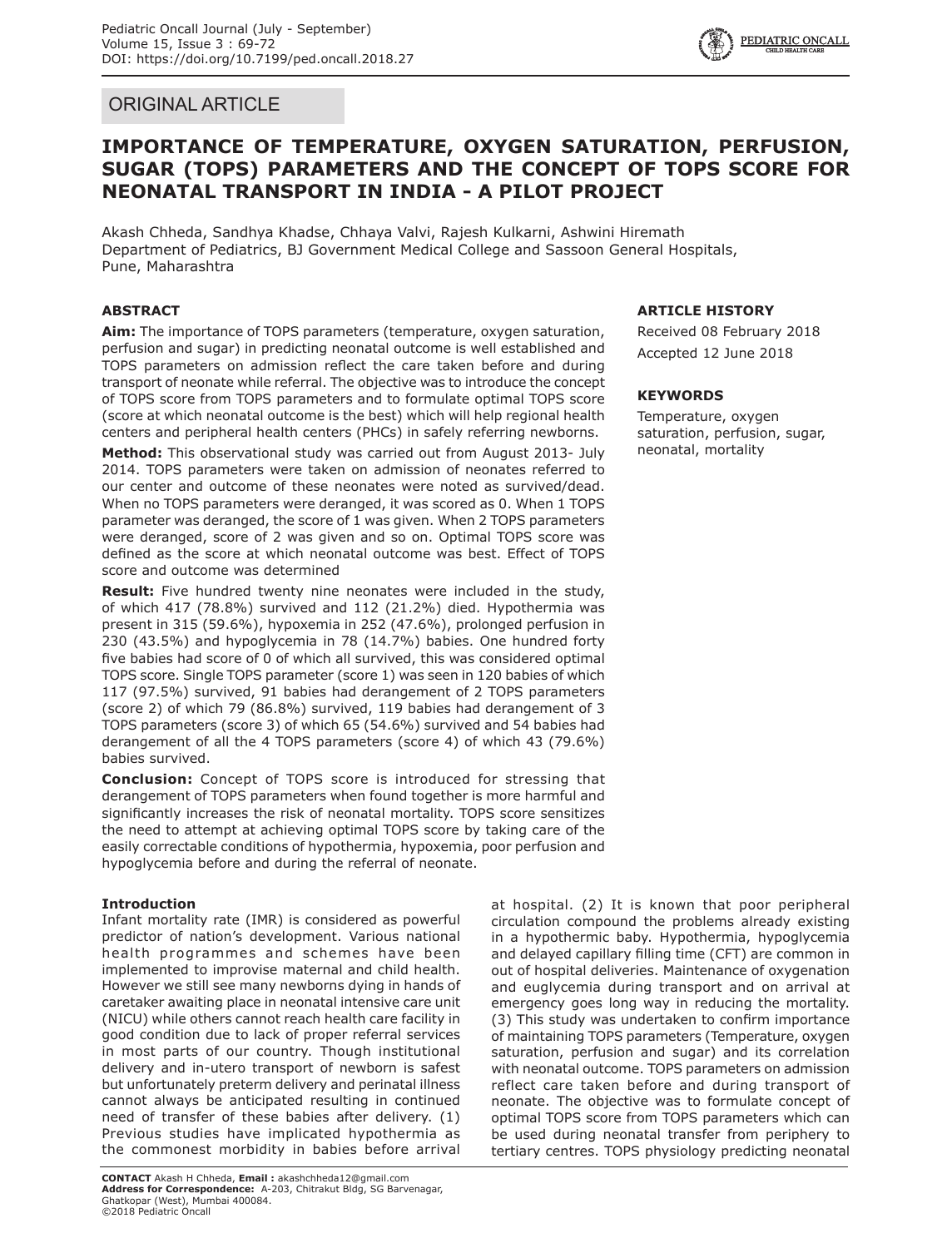ORIGINAL ARTICLE

# IMPORTANCE OF TEMPERATURE, OXYGEN SATURATION, PERFUSION, SUGAR (TOPS) PARAMETERS AND THE CONCEPT OF TOPS SCORE FOR NEONATAL TRANSPORT IN INDIA - A PILOT PROJECT

Akash Chheda, Sandhya Khadse, Chhaya Valvi, Rajesh Kulkarni, Ashwini Hiremath
Department of Pediatrics, BJ Government Medical College and Sassoon General Hospitals, Pune, Maharashtra

## ABSTRACT

**Aim:** The importance of TOPS parameters (temperature, oxygen saturation, perfusion and sugar) in predicting neonatal outcome is well established and TOPS parameters on admission reflect the care taken before and during transport of neonate while referral. The objective was to introduce the concept of TOPS score from TOPS parameters and to formulate optimal TOPS score (score at which neonatal outcome is the best) which will help regional health centers and peripheral health centers (PHCs) in safely referring newborns.

**Method:** This observational study was carried out from August 2013- July 2014. TOPS parameters were taken on admission of neonates referred to our center and outcome of these neonates were noted as survived/dead. When no TOPS parameters were deranged, it was scored as 0. When 1 TOPS parameter was deranged, the score of 1 was given. When 2 TOPS parameters were deranged, score of 2 was given and so on. Optimal TOPS score was defined as the score at which neonatal outcome was best. Effect of TOPS score and outcome was determined

**Result:** Five hundred twenty nine neonates were included in the study, of which 417 (78.8%) survived and 112 (21.2%) died. Hypothermia was present in 315 (59.6%), hypoxemia in 252 (47.6%), prolonged perfusion in 230 (43.5%) and hypoglycemia in 78 (14.7%) babies. One hundred forty five babies had score of 0 of which all survived, this was considered optimal TOPS score. Single TOPS parameter (score 1) was seen in 120 babies of which 117 (97.5%) survived, 91 babies had derangement of 2 TOPS parameters (score 2) of which 79 (86.8%) survived, 119 babies had derangement of 3 TOPS parameters (score 3) of which 65 (54.6%) survived and 54 babies had derangement of all the 4 TOPS parameters (score 4) of which 43 (79.6%) babies survived.

**Conclusion:** Concept of TOPS score is introduced for stressing that derangement of TOPS parameters when found together is more harmful and significantly increases the risk of neonatal mortality. TOPS score sensitizes the need to attempt at achieving optimal TOPS score by taking care of the easily correctable conditions of hypothermia, hypoxemia, poor perfusion and hypoglycemia before and during the referral of neonate.

## ARTICLE HISTORY

Received 08 February 2018

Accepted 12 June 2018

## KEYWORDS

Temperature, oxygen saturation, perfusion, sugar, neonatal, mortality

## Introduction

Infant mortality rate (IMR) is considered as powerful predictor of nation's development. Various national health programmes and schemes have been implemented to improvise maternal and child health. However we still see many newborns dying in hands of caretaker awaiting place in neonatal intensive care unit (NICU) while others cannot reach health care facility in good condition due to lack of proper referral services in most parts of our country. Though institutional delivery and in-utero transport of newborn is safest but unfortunately preterm delivery and perinatal illness cannot always be anticipated resulting in continued need of transfer of these babies after delivery. (1) Previous studies have implicated hypothermia as the commonest morbidity in babies before arrival at hospital. (2) It is known that poor peripheral circulation compound the problems already existing in a hypothermic baby. Hypothermia, hypoglycemia and delayed capillary filling time (CFT) are common in out of hospital deliveries. Maintenance of oxygenation and euglycemia during transport and on arrival at emergency goes long way in reducing the mortality. (3) This study was undertaken to confirm importance of maintaining TOPS parameters (Temperature, oxygen saturation, perfusion and sugar) and its correlation with neonatal outcome. TOPS parameters on admission reflect care taken before and during transport of neonate. The objective was to formulate concept of optimal TOPS score from TOPS parameters which can be used during neonatal transfer from periphery to tertiary centres. TOPS physiology predicting neonatal

**CONTACT** Akash H Chheda, **Email :** akashchheda12@gmail.com
**Address for Correspondence:** A-203, Chitrakut Bldg, SG Barvenagar, Ghatkopar (West), Mumbai 400084.
©2018 Pediatric Oncall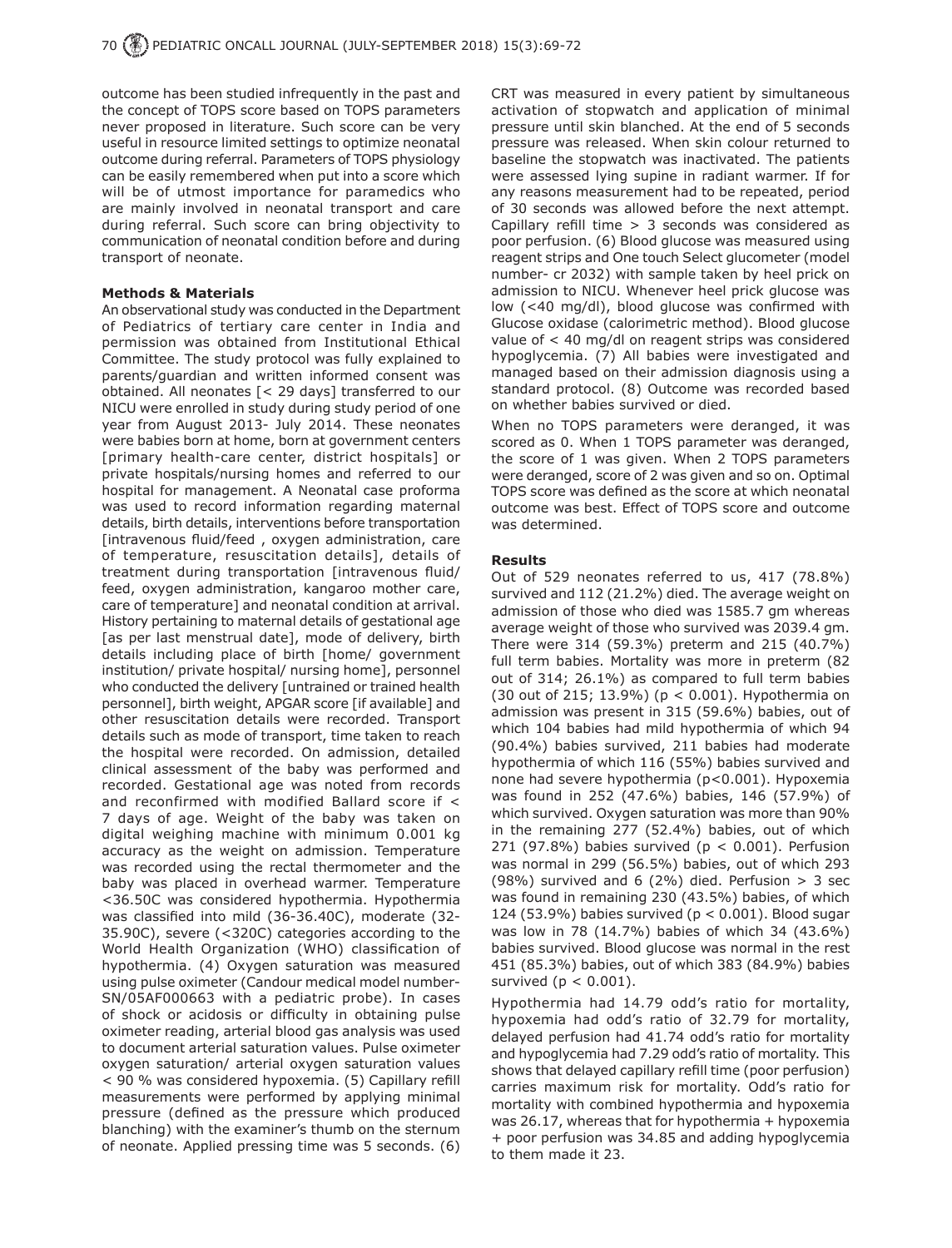outcome has been studied infrequently in the past and the concept of TOPS score based on TOPS parameters never proposed in literature. Such score can be very useful in resource limited settings to optimize neonatal outcome during referral. Parameters of TOPS physiology can be easily remembered when put into a score which will be of utmost importance for paramedics who are mainly involved in neonatal transport and care during referral. Such score can bring objectivity to communication of neonatal condition before and during transport of neonate.

**Methods & Materials**

An observational study was conducted in the Department of Pediatrics of tertiary care center in India and permission was obtained from Institutional Ethical Committee. The study protocol was fully explained to parents/guardian and written informed consent was obtained. All neonates [< 29 days] transferred to our NICU were enrolled in study during study period of one year from August 2013- July 2014. These neonates were babies born at home, born at government centers [primary health-care center, district hospitals] or private hospitals/nursing homes and referred to our hospital for management. A Neonatal case proforma was used to record information regarding maternal details, birth details, interventions before transportation [intravenous fluid/feed , oxygen administration, care of temperature, resuscitation details], details of treatment during transportation [intravenous fluid/feed, oxygen administration, kangaroo mother care, care of temperature] and neonatal condition at arrival. History pertaining to maternal details of gestational age [as per last menstrual date], mode of delivery, birth details including place of birth [home/ government institution/ private hospital/ nursing home], personnel who conducted the delivery [untrained or trained health personnel], birth weight, APGAR score [if available] and other resuscitation details were recorded. Transport details such as mode of transport, time taken to reach the hospital were recorded. On admission, detailed clinical assessment of the baby was performed and recorded. Gestational age was noted from records and reconfirmed with modified Ballard score if < 7 days of age. Weight of the baby was taken on digital weighing machine with minimum 0.001 kg accuracy as the weight on admission. Temperature was recorded using the rectal thermometer and the baby was placed in overhead warmer. Temperature <36.50C was considered hypothermia. Hypothermia was classified into mild (36-36.40C), moderate (32-35.90C), severe (<320C) categories according to the World Health Organization (WHO) classification of hypothermia. (4) Oxygen saturation was measured using pulse oximeter (Candour medical model number-SN/05AF000663 with a pediatric probe). In cases of shock or acidosis or difficulty in obtaining pulse oximeter reading, arterial blood gas analysis was used to document arterial saturation values. Pulse oximeter oxygen saturation/ arterial oxygen saturation values < 90 % was considered hypoxemia. (5) Capillary refill measurements were performed by applying minimal pressure (defined as the pressure which produced blanching) with the examiner's thumb on the sternum of neonate. Applied pressing time was 5 seconds. (6) CRT was measured in every patient by simultaneous activation of stopwatch and application of minimal pressure until skin blanched. At the end of 5 seconds pressure was released. When skin colour returned to baseline the stopwatch was inactivated. The patients were assessed lying supine in radiant warmer. If for any reasons measurement had to be repeated, period of 30 seconds was allowed before the next attempt. Capillary refill time > 3 seconds was considered as poor perfusion. (6) Blood glucose was measured using reagent strips and One touch Select glucometer (model number- cr 2032) with sample taken by heel prick on admission to NICU. Whenever heel prick glucose was low (<40 mg/dl), blood glucose was confirmed with Glucose oxidase (calorimetric method). Blood glucose value of < 40 mg/dl on reagent strips was considered hypoglycemia. (7) All babies were investigated and managed based on their admission diagnosis using a standard protocol. (8) Outcome was recorded based on whether babies survived or died.

When no TOPS parameters were deranged, it was scored as 0. When 1 TOPS parameter was deranged, the score of 1 was given. When 2 TOPS parameters were deranged, score of 2 was given and so on. Optimal TOPS score was defined as the score at which neonatal outcome was best. Effect of TOPS score and outcome was determined.

**Results**

Out of 529 neonates referred to us, 417 (78.8%) survived and 112 (21.2%) died. The average weight on admission of those who died was 1585.7 gm whereas average weight of those who survived was 2039.4 gm. There were 314 (59.3%) preterm and 215 (40.7%) full term babies. Mortality was more in preterm (82 out of 314; 26.1%) as compared to full term babies (30 out of 215; 13.9%) ($p < 0.001$). Hypothermia on admission was present in 315 (59.6%) babies, out of which 104 babies had mild hypothermia of which 94 (90.4%) babies survived, 211 babies had moderate hypothermia of which 116 (55%) babies survived and none had severe hypothermia ($p<0.001$). Hypoxemia was found in 252 (47.6%) babies, 146 (57.9%) of which survived. Oxygen saturation was more than 90% in the remaining 277 (52.4%) babies, out of which 271 (97.8%) babies survived ($p < 0.001$). Perfusion was normal in 299 (56.5%) babies, out of which 293 (98%) survived and 6 (2%) died. Perfusion > 3 sec was found in remaining 230 (43.5%) babies, of which 124 (53.9%) babies survived ($p < 0.001$). Blood sugar was low in 78 (14.7%) babies of which 34 (43.6%) babies survived. Blood glucose was normal in the rest 451 (85.3%) babies, out of which 383 (84.9%) babies survived ($p < 0.001$).

Hypothermia had 14.79 odd's ratio for mortality, hypoxemia had odd's ratio of 32.79 for mortality, delayed perfusion had 41.74 odd's ratio for mortality and hypoglycemia had 7.29 odd's ratio of mortality. This shows that delayed capillary refill time (poor perfusion) carries maximum risk for mortality. Odd's ratio for mortality with combined hypothermia and hypoxemia was 26.17, whereas that for hypothermia + hypoxemia + poor perfusion was 34.85 and adding hypoglycemia to them made it 23.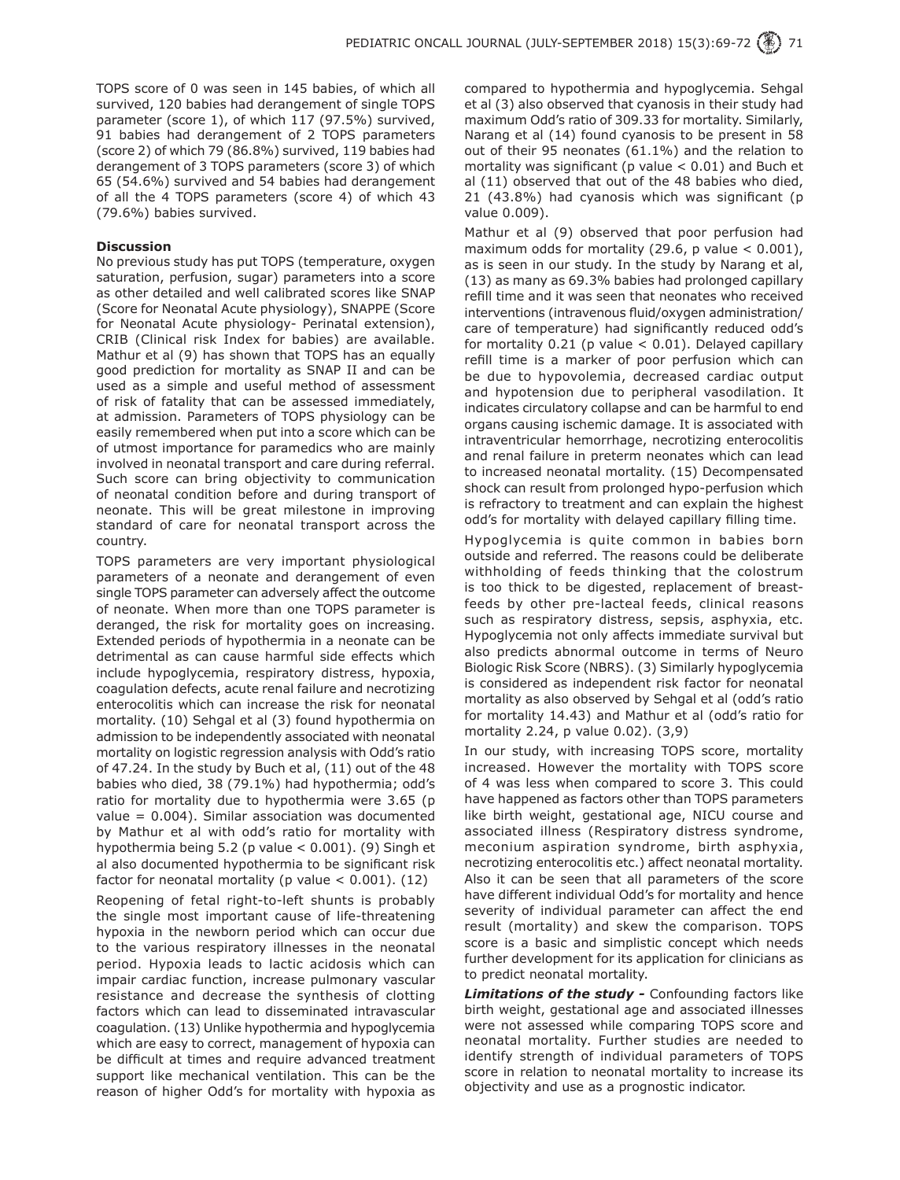TOPS score of 0 was seen in 145 babies, of which all survived, 120 babies had derangement of single TOPS parameter (score 1), of which 117 (97.5%) survived, 91 babies had derangement of 2 TOPS parameters (score 2) of which 79 (86.8%) survived, 119 babies had derangement of 3 TOPS parameters (score 3) of which 65 (54.6%) survived and 54 babies had derangement of all the 4 TOPS parameters (score 4) of which 43 (79.6%) babies survived.

**Discussion**

No previous study has put TOPS (temperature, oxygen saturation, perfusion, sugar) parameters into a score as other detailed and well calibrated scores like SNAP (Score for Neonatal Acute physiology), SNAPPE (Score for Neonatal Acute physiology- Perinatal extension), CRIB (Clinical risk Index for babies) are available. Mathur et al (9) has shown that TOPS has an equally good prediction for mortality as SNAP II and can be used as a simple and useful method of assessment of risk of fatality that can be assessed immediately, at admission. Parameters of TOPS physiology can be easily remembered when put into a score which can be of utmost importance for paramedics who are mainly involved in neonatal transport and care during referral. Such score can bring objectivity to communication of neonatal condition before and during transport of neonate. This will be great milestone in improving standard of care for neonatal transport across the country.

TOPS parameters are very important physiological parameters of a neonate and derangement of even single TOPS parameter can adversely affect the outcome of neonate. When more than one TOPS parameter is deranged, the risk for mortality goes on increasing. Extended periods of hypothermia in a neonate can be detrimental as can cause harmful side effects which include hypoglycemia, respiratory distress, hypoxia, coagulation defects, acute renal failure and necrotizing enterocolitis which can increase the risk for neonatal mortality. (10) Sehgal et al (3) found hypothermia on admission to be independently associated with neonatal mortality on logistic regression analysis with Odd's ratio of 47.24. In the study by Buch et al, (11) out of the 48 babies who died, 38 (79.1%) had hypothermia; odd's ratio for mortality due to hypothermia were 3.65 (p value = 0.004). Similar association was documented by Mathur et al with odd's ratio for mortality with hypothermia being 5.2 (p value < 0.001). (9) Singh et al also documented hypothermia to be significant risk factor for neonatal mortality (p value < 0.001). (12)

Reopening of fetal right-to-left shunts is probably the single most important cause of life-threatening hypoxia in the newborn period which can occur due to the various respiratory illnesses in the neonatal period. Hypoxia leads to lactic acidosis which can impair cardiac function, increase pulmonary vascular resistance and decrease the synthesis of clotting factors which can lead to disseminated intravascular coagulation. (13) Unlike hypothermia and hypoglycemia which are easy to correct, management of hypoxia can be difficult at times and require advanced treatment support like mechanical ventilation. This can be the reason of higher Odd's for mortality with hypoxia as compared to hypothermia and hypoglycemia. Sehgal et al (3) also observed that cyanosis in their study had maximum Odd's ratio of 309.33 for mortality. Similarly, Narang et al (14) found cyanosis to be present in 58 out of their 95 neonates (61.1%) and the relation to mortality was significant (p value < 0.01) and Buch et al (11) observed that out of the 48 babies who died, 21 (43.8%) had cyanosis which was significant (p value 0.009).

Mathur et al (9) observed that poor perfusion had maximum odds for mortality (29.6, p value < 0.001), as is seen in our study. In the study by Narang et al, (13) as many as 69.3% babies had prolonged capillary refill time and it was seen that neonates who received interventions (intravenous fluid/oxygen administration/ care of temperature) had significantly reduced odd's for mortality 0.21 (p value < 0.01). Delayed capillary refill time is a marker of poor perfusion which can be due to hypovolemia, decreased cardiac output and hypotension due to peripheral vasodilation. It indicates circulatory collapse and can be harmful to end organs causing ischemic damage. It is associated with intraventricular hemorrhage, necrotizing enterocolitis and renal failure in preterm neonates which can lead to increased neonatal mortality. (15) Decompensated shock can result from prolonged hypo-perfusion which is refractory to treatment and can explain the highest odd's for mortality with delayed capillary filling time.

Hypoglycemia is quite common in babies born outside and referred. The reasons could be deliberate withholding of feeds thinking that the colostrum is too thick to be digested, replacement of breast-feeds by other pre-lacteal feeds, clinical reasons such as respiratory distress, sepsis, asphyxia, etc. Hypoglycemia not only affects immediate survival but also predicts abnormal outcome in terms of Neuro Biologic Risk Score (NBRS). (3) Similarly hypoglycemia is considered as independent risk factor for neonatal mortality as also observed by Sehgal et al (odd's ratio for mortality 14.43) and Mathur et al (odd's ratio for mortality 2.24, p value 0.02). (3,9)

In our study, with increasing TOPS score, mortality increased. However the mortality with TOPS score of 4 was less when compared to score 3. This could have happened as factors other than TOPS parameters like birth weight, gestational age, NICU course and associated illness (Respiratory distress syndrome, meconium aspiration syndrome, birth asphyxia, necrotizing enterocolitis etc.) affect neonatal mortality. Also it can be seen that all parameters of the score have different individual Odd's for mortality and hence severity of individual parameter can affect the end result (mortality) and skew the comparison. TOPS score is a basic and simplistic concept which needs further development for its application for clinicians as to predict neonatal mortality.

***Limitations of the study -*** Confounding factors like birth weight, gestational age and associated illnesses were not assessed while comparing TOPS score and neonatal mortality. Further studies are needed to identify strength of individual parameters of TOPS score in relation to neonatal mortality to increase its objectivity and use as a prognostic indicator.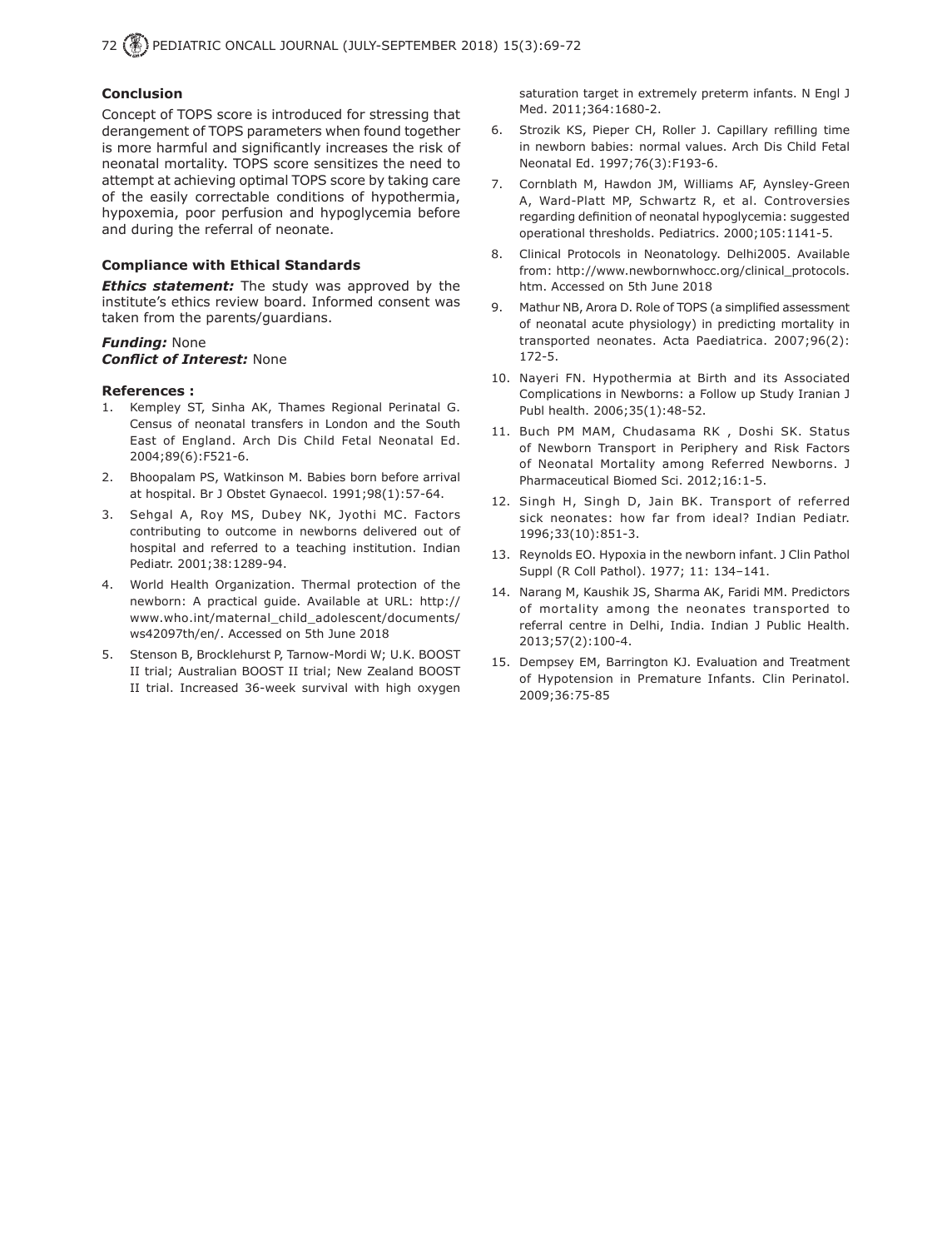## Conclusion

Concept of TOPS score is introduced for stressing that derangement of TOPS parameters when found together is more harmful and significantly increases the risk of neonatal mortality. TOPS score sensitizes the need to attempt at achieving optimal TOPS score by taking care of the easily correctable conditions of hypothermia, hypoxemia, poor perfusion and hypoglycemia before and during the referral of neonate.

## Compliance with Ethical Standards

***Ethics statement:*** The study was approved by the institute's ethics review board. Informed consent was taken from the parents/guardians.

***Funding:*** None
***Conflict of Interest:*** None

## References :

1. Kempley ST, Sinha AK, Thames Regional Perinatal G. Census of neonatal transfers in London and the South East of England. Arch Dis Child Fetal Neonatal Ed. 2004;89(6):F521-6.
2. Bhoopalam PS, Watkinson M. Babies born before arrival at hospital. Br J Obstet Gynaecol. 1991;98(1):57-64.
3. Sehgal A, Roy MS, Dubey NK, Jyothi MC. Factors contributing to outcome in newborns delivered out of hospital and referred to a teaching institution. Indian Pediatr. 2001;38:1289-94.
4. World Health Organization. Thermal protection of the newborn: A practical guide. Available at URL: http://www.who.int/maternal_child_adolescent/documents/ws42097th/en/. Accessed on 5th June 2018
5. Stenson B, Brocklehurst P, Tarnow-Mordi W; U.K. BOOST II trial; Australian BOOST II trial; New Zealand BOOST II trial. Increased 36-week survival with high oxygen saturation target in extremely preterm infants. N Engl J Med. 2011;364:1680-2.
6. Strozik KS, Pieper CH, Roller J. Capillary refilling time in newborn babies: normal values. Arch Dis Child Fetal Neonatal Ed. 1997;76(3):F193-6.
7. Cornblath M, Hawdon JM, Williams AF, Aynsley-Green A, Ward-Platt MP, Schwartz R, et al. Controversies regarding definition of neonatal hypoglycemia: suggested operational thresholds. Pediatrics. 2000;105:1141-5.
8. Clinical Protocols in Neonatology. Delhi2005. Available from: http://www.newbornwhocc.org/clinical_protocols.htm. Accessed on 5th June 2018
9. Mathur NB, Arora D. Role of TOPS (a simplified assessment of neonatal acute physiology) in predicting mortality in transported neonates. Acta Paediatrica. 2007;96(2): 172-5.
10. Nayeri FN. Hypothermia at Birth and its Associated Complications in Newborns: a Follow up Study Iranian J Publ health. 2006;35(1):48-52.
11. Buch PM MAM, Chudasama RK , Doshi SK. Status of Newborn Transport in Periphery and Risk Factors of Neonatal Mortality among Referred Newborns. J Pharmaceutical Biomed Sci. 2012;16:1-5.
12. Singh H, Singh D, Jain BK. Transport of referred sick neonates: how far from ideal? Indian Pediatr. 1996;33(10):851-3.
13. Reynolds EO. Hypoxia in the newborn infant. J Clin Pathol Suppl (R Coll Pathol). 1977; 11: 134–141.
14. Narang M, Kaushik JS, Sharma AK, Faridi MM. Predictors of mortality among the neonates transported to referral centre in Delhi, India. Indian J Public Health. 2013;57(2):100-4.
15. Dempsey EM, Barrington KJ. Evaluation and Treatment of Hypotension in Premature Infants. Clin Perinatol. 2009;36:75-85